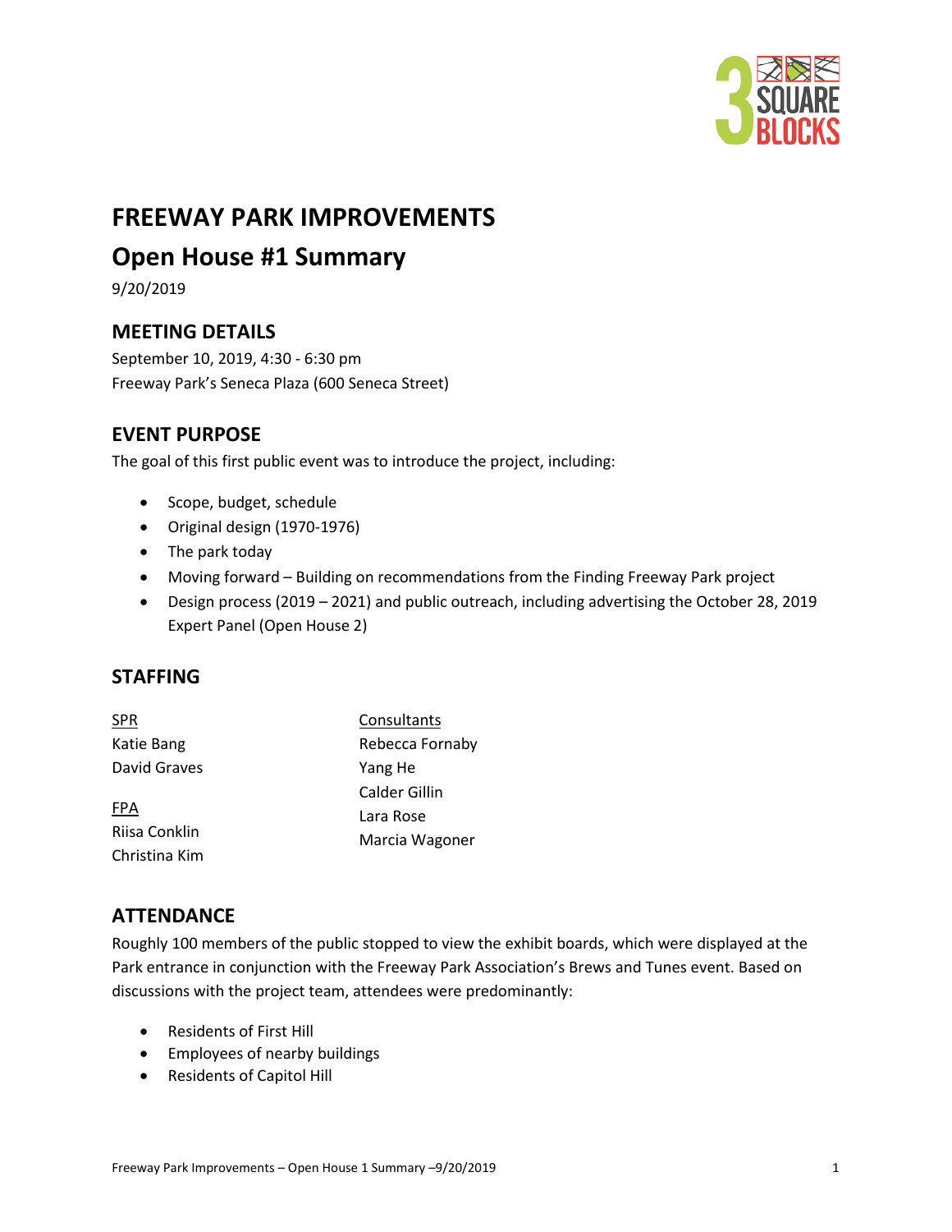# FREEWAY PARK IMPROVEMENTS

## Open House #1 Summary

9/20/2019

### MEETING DETAILS

September 10, 2019, 4:30 - 6:30 pm
Freeway Park's Seneca Plaza (600 Seneca Street)

### EVENT PURPOSE

The goal of this first public event was to introduce the project, including:

- Scope, budget, schedule
- Original design (1970-1976)
- The park today
- Moving forward – Building on recommendations from the Finding Freeway Park project
- Design process (2019 – 2021) and public outreach, including advertising the October 28, 2019 Expert Panel (Open House 2)

### STAFFING

SPR
Katie Bang
David Graves

FPA
Riisa Conklin
Christina Kim

Consultants
Rebecca Fornaby
Yang He
Calder Gillin
Lara Rose
Marcia Wagoner

### ATTENDANCE

Roughly 100 members of the public stopped to view the exhibit boards, which were displayed at the Park entrance in conjunction with the Freeway Park Association's Brews and Tunes event. Based on discussions with the project team, attendees were predominantly:

- Residents of First Hill
- Employees of nearby buildings
- Residents of Capitol Hill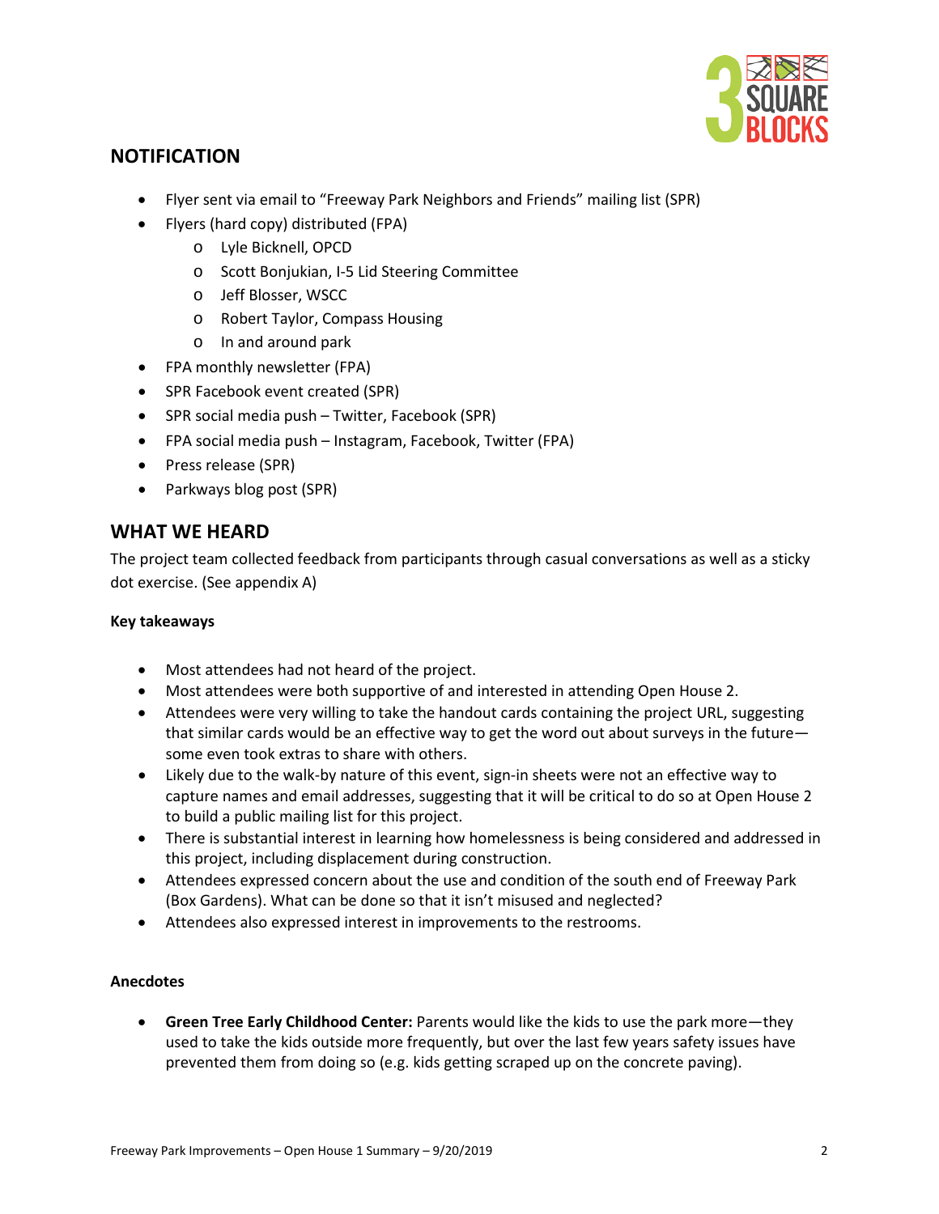## NOTIFICATION

- Flyer sent via email to "Freeway Park Neighbors and Friends" mailing list (SPR)
- Flyers (hard copy) distributed (FPA)
    - Lyle Bicknell, OPCD
    - Scott Bonjukian, I-5 Lid Steering Committee
    - Jeff Blosser, WSCC
    - Robert Taylor, Compass Housing
    - In and around park
- FPA monthly newsletter (FPA)
- SPR Facebook event created (SPR)
- SPR social media push – Twitter, Facebook (SPR)
- FPA social media push – Instagram, Facebook, Twitter (FPA)
- Press release (SPR)
- Parkways blog post (SPR)

## WHAT WE HEARD

The project team collected feedback from participants through casual conversations as well as a sticky dot exercise. (See appendix A)

**Key takeaways**

- Most attendees had not heard of the project.
- Most attendees were both supportive of and interested in attending Open House 2.
- Attendees were very willing to take the handout cards containing the project URL, suggesting that similar cards would be an effective way to get the word out about surveys in the future—some even took extras to share with others.
- Likely due to the walk-by nature of this event, sign-in sheets were not an effective way to capture names and email addresses, suggesting that it will be critical to do so at Open House 2 to build a public mailing list for this project.
- There is substantial interest in learning how homelessness is being considered and addressed in this project, including displacement during construction.
- Attendees expressed concern about the use and condition of the south end of Freeway Park (Box Gardens). What can be done so that it isn't misused and neglected?
- Attendees also expressed interest in improvements to the restrooms.

**Anecdotes**

- **Green Tree Early Childhood Center:** Parents would like the kids to use the park more—they used to take the kids outside more frequently, but over the last few years safety issues have prevented them from doing so (e.g. kids getting scraped up on the concrete paving).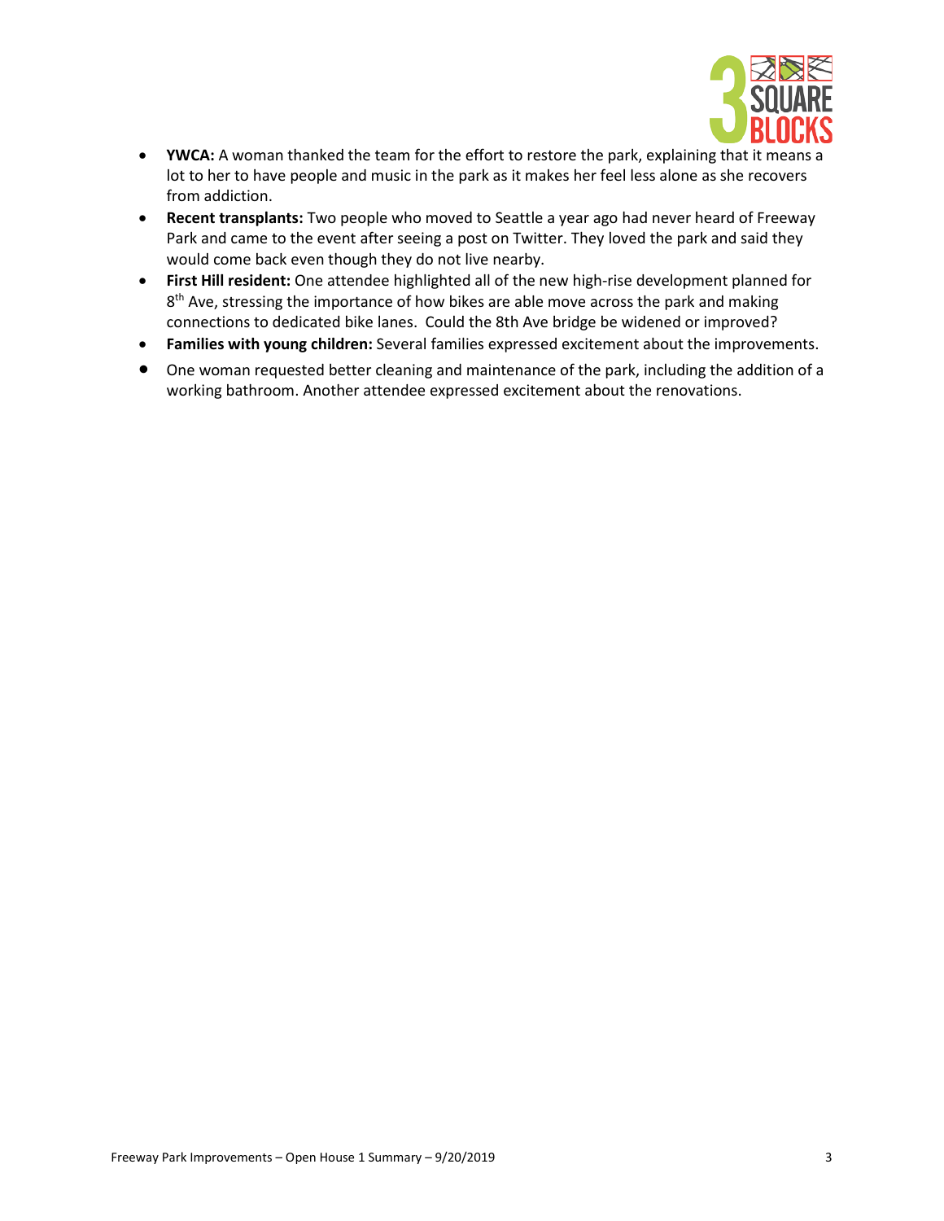- **YWCA:** A woman thanked the team for the effort to restore the park, explaining that it means a lot to her to have people and music in the park as it makes her feel less alone as she recovers from addiction.
- **Recent transplants:** Two people who moved to Seattle a year ago had never heard of Freeway Park and came to the event after seeing a post on Twitter. They loved the park and said they would come back even though they do not live nearby.
- **First Hill resident:** One attendee highlighted all of the new high-rise development planned for 8th Ave, stressing the importance of how bikes are able move across the park and making connections to dedicated bike lanes. Could the 8th Ave bridge be widened or improved?
- **Families with young children:** Several families expressed excitement about the improvements.
- One woman requested better cleaning and maintenance of the park, including the addition of a working bathroom. Another attendee expressed excitement about the renovations.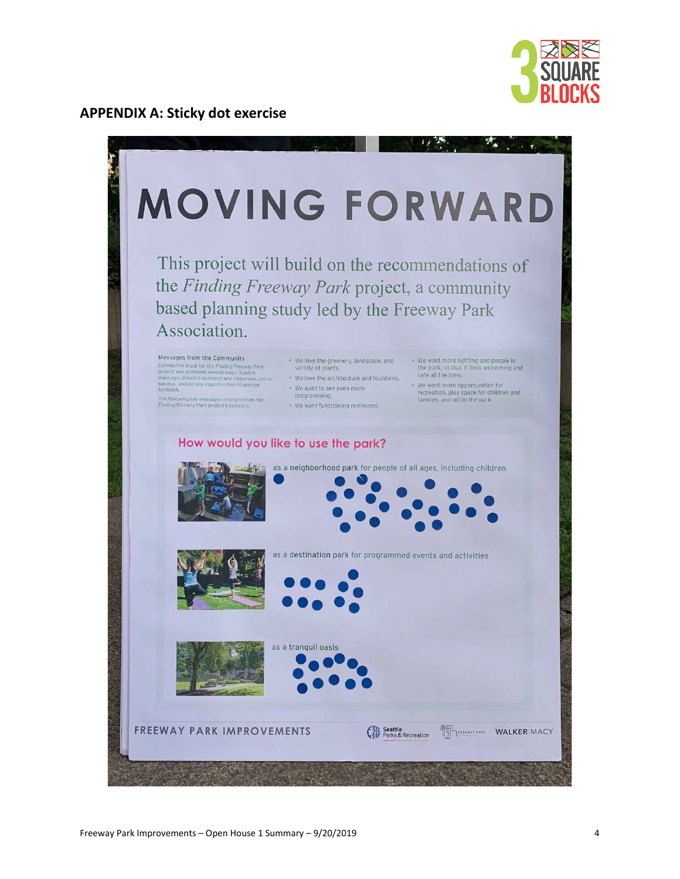## APPENDIX A: Sticky dot exercise

# MOVING FORWARD

This project will build on the recommendations of the *Finding Freeway Park* project, a community based planning study led by the Freeway Park Association.

Messages from the Community

Community input for the *Finding Freeway Park* project was gathered several ways: 3 public meetings, directed outreach and interviews, online surveys, and on-site opportunities to provide feedback.

The following key messages emerged from the Finding Freeway Park project's outreach.

- We love the greenery, landscape, and variety of plants.
- We love the architecture and fountains.
- We want to see even more programming.
- We want functioning restrooms.
- We want more lighting and people in the park, so that it feels welcoming and safe all the time.
- We want more opportunities for recreation, play space for children and families, and art in the park.

### How would you like to use the park?

as a neighborhood park for people of all ages, including children

as a destination park for programmed events and activities

as a tranquil oasis

FREEWAY PARK IMPROVEMENTS

Seattle Parks & Recreation

FREEWAY PARK

WALKER MACY